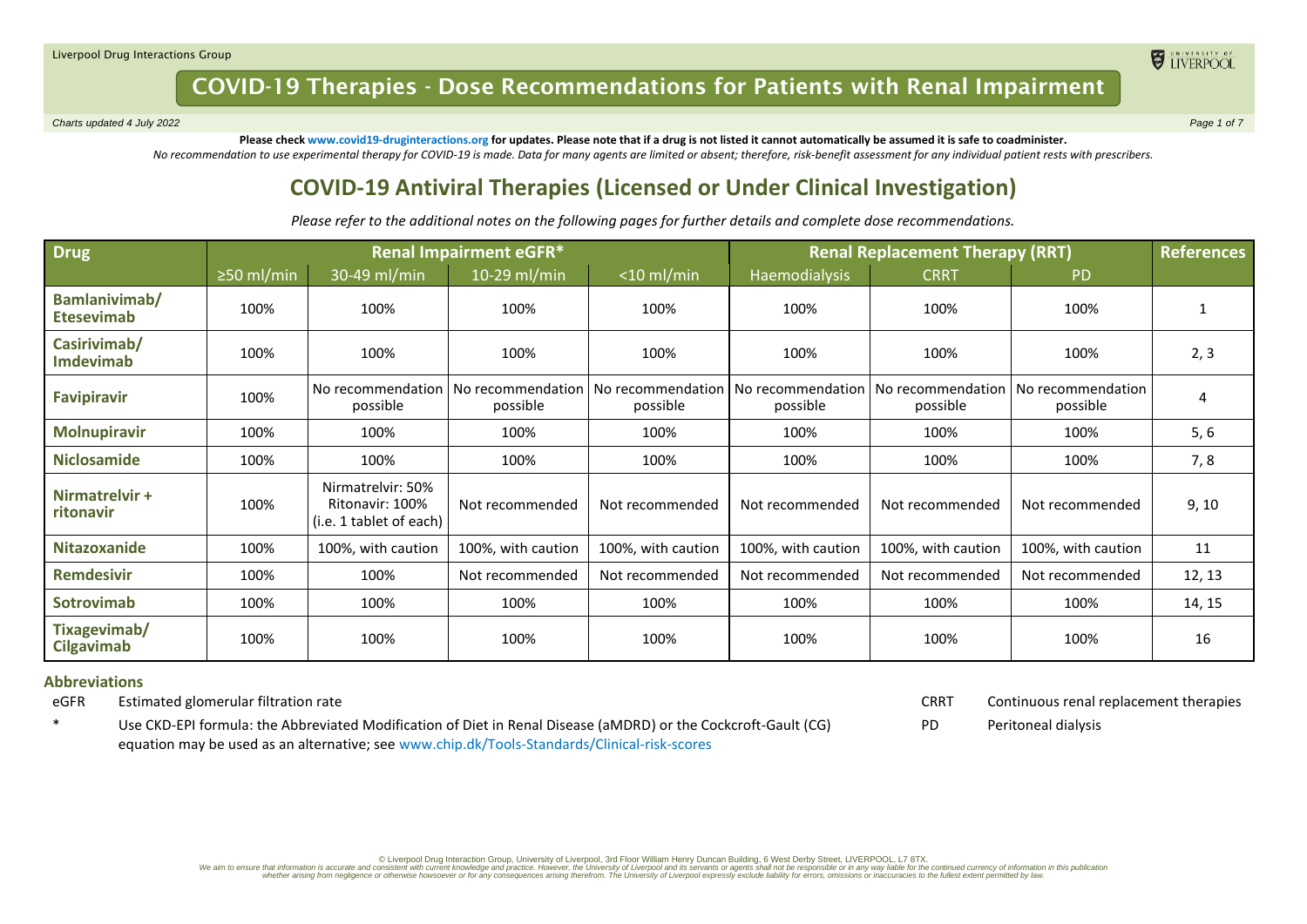# COVID-19 Therapies - Dose Recommendations for Patients with Renal Impairment

*Charts updated 4 July 2022*

**Please check www.covid19-druginteractions.org for updates. Please note that if a drug is not listed it cannot automatically be assumed it is safe to coadminister.**

*No recommendation to use experimental therapy for COVID-19 is made. Data for many agents are limited or absent; therefore, risk-benefit assessment for any individual patient rests with prescribers.*

## COVID-19 Antiviral Therapies (Licensed or Under Clinical Investigation)

*Please refer to the additional notes on the following pages for further details and complete dose recommendations.*

| Drug | Renal Impairment eGFR* | | | | Renal Replacement Therapy (RRT) | | | References |
|---|---|---|---|---|---|---|---|---|
| | ≥50 ml/min | 30-49 ml/min | 10-29 ml/min | <10 ml/min | Haemodialysis | CRRT | PD | |
| **Bamlanivimab/ Etesevimab** | 100% | 100% | 100% | 100% | 100% | 100% | 100% | 1 |
| **Casirivimab/ Imdevimab** | 100% | 100% | 100% | 100% | 100% | 100% | 100% | 2, 3 |
| **Favipiravir** | 100% | No recommendation possible | No recommendation possible | No recommendation possible | No recommendation possible | No recommendation possible | No recommendation possible | 4 |
| **Molnupiravir** | 100% | 100% | 100% | 100% | 100% | 100% | 100% | 5, 6 |
| **Niclosamide** | 100% | 100% | 100% | 100% | 100% | 100% | 100% | 7, 8 |
| **Nirmatrelvir + ritonavir** | 100% | Nirmatrelvir: 50% Ritonavir: 100% (i.e. 1 tablet of each) | Not recommended | Not recommended | Not recommended | Not recommended | Not recommended | 9, 10 |
| **Nitazoxanide** | 100% | 100%, with caution | 100%, with caution | 100%, with caution | 100%, with caution | 100%, with caution | 100%, with caution | 11 |
| **Remdesivir** | 100% | 100% | Not recommended | Not recommended | Not recommended | Not recommended | Not recommended | 12, 13 |
| **Sotrovimab** | 100% | 100% | 100% | 100% | 100% | 100% | 100% | 14, 15 |
| **Tixagevimab/ Cilgavimab** | 100% | 100% | 100% | 100% | 100% | 100% | 100% | 16 |

### Abbreviations

eGFR Estimated glomerular filtration rate

\* Use CKD-EPI formula: the Abbreviated Modification of Diet in Renal Disease (aMDRD) or the Cockcroft-Gault (CG) equation may be used as an alternative; see www.chip.dk/Tools-Standards/Clinical-risk-scores

CRRT Continuous renal replacement therapies

PD Peritoneal dialysis

© Liverpool Drug Interaction Group, University of Liverpool, 3rd Floor William Henry Duncan Building, 6 West Derby Street, LIVERPOOL, L7 8TX.
We aim to ensure that information is accurate and consistent with current knowledge and practice. However, the University of Liverpool and its servants or agents shall not be responsible or in any way liable for the continued currency of information in this publication whether arising from negligence or otherwise howsoever or for any consequences arising therefrom. The University of Liverpool expressly exclude liability for errors, omissions or inaccuracies to the fullest extent permitted by law.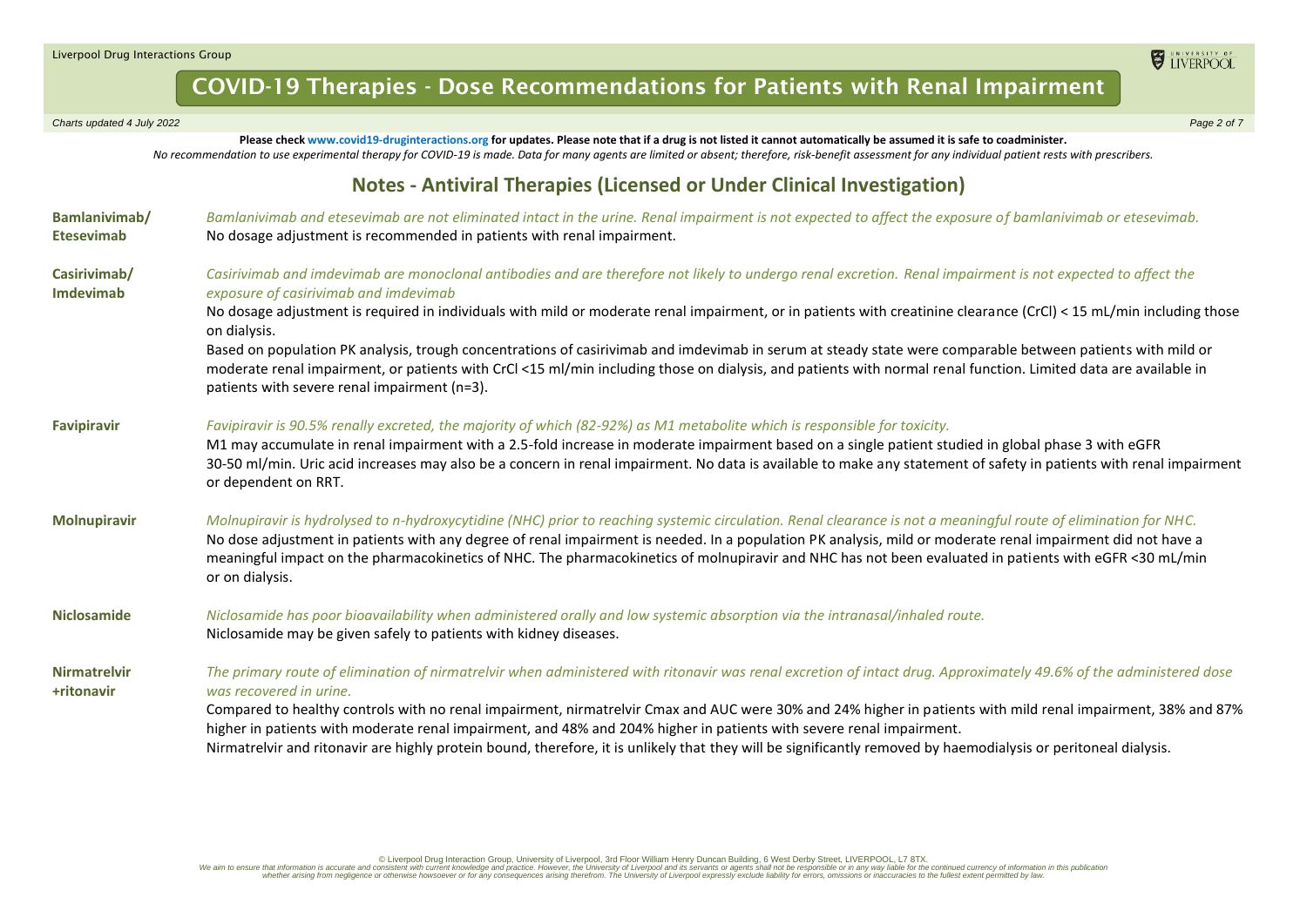# COVID-19 Therapies - Dose Recommendations for Patients with Renal Impairment

*Charts updated 4 July 2022*

**Please check www.covid19-druginteractions.org for updates. Please note that if a drug is not listed it cannot automatically be assumed it is safe to coadminister.**
*No recommendation to use experimental therapy for COVID-19 is made. Data for many agents are limited or absent; therefore, risk-benefit assessment for any individual patient rests with prescribers.*

## Notes - Antiviral Therapies (Licensed or Under Clinical Investigation)

**Bamlanivimab/ Etesevimab**

*Bamlanivimab and etesevimab are not eliminated intact in the urine. Renal impairment is not expected to affect the exposure of bamlanivimab or etesevimab.*
No dosage adjustment is recommended in patients with renal impairment.

**Casirivimab/ Imdevimab**

*Casirivimab and imdevimab are monoclonal antibodies and are therefore not likely to undergo renal excretion. Renal impairment is not expected to affect the exposure of casirivimab and imdevimab*
No dosage adjustment is required in individuals with mild or moderate renal impairment, or in patients with creatinine clearance (CrCl) < 15 mL/min including those on dialysis.
Based on population PK analysis, trough concentrations of casirivimab and imdevimab in serum at steady state were comparable between patients with mild or moderate renal impairment, or patients with CrCl <15 ml/min including those on dialysis, and patients with normal renal function. Limited data are available in patients with severe renal impairment (n=3).

**Favipiravir**

*Favipiravir is 90.5% renally excreted, the majority of which (82-92%) as M1 metabolite which is responsible for toxicity.*
M1 may accumulate in renal impairment with a 2.5-fold increase in moderate impairment based on a single patient studied in global phase 3 with eGFR 30-50 ml/min. Uric acid increases may also be a concern in renal impairment. No data is available to make any statement of safety in patients with renal impairment or dependent on RRT.

**Molnupiravir**

*Molnupiravir is hydrolysed to n-hydroxycytidine (NHC) prior to reaching systemic circulation. Renal clearance is not a meaningful route of elimination for NHC.*
No dose adjustment in patients with any degree of renal impairment is needed. In a population PK analysis, mild or moderate renal impairment did not have a meaningful impact on the pharmacokinetics of NHC. The pharmacokinetics of molnupiravir and NHC has not been evaluated in patients with eGFR <30 mL/min or on dialysis.

**Niclosamide**

*Niclosamide has poor bioavailability when administered orally and low systemic absorption via the intranasal/inhaled route.*
Niclosamide may be given safely to patients with kidney diseases.

**Nirmatrelvir +ritonavir**

*The primary route of elimination of nirmatrelvir when administered with ritonavir was renal excretion of intact drug. Approximately 49.6% of the administered dose was recovered in urine.*
Compared to healthy controls with no renal impairment, nirmatrelvir Cmax and AUC were 30% and 24% higher in patients with mild renal impairment, 38% and 87% higher in patients with moderate renal impairment, and 48% and 204% higher in patients with severe renal impairment.
Nirmatrelvir and ritonavir are highly protein bound, therefore, it is unlikely that they will be significantly removed by haemodialysis or peritoneal dialysis.

© Liverpool Drug Interaction Group, University of Liverpool, 3rd Floor William Henry Duncan Building, 6 West Derby Street, LIVERPOOL, L7 8TX.
We aim to ensure that information is accurate and consistent with current knowledge and practice. However, the University of Liverpool and its servants or agents shall not be responsible or in any way liable for the continued currency of information in this publication whether arising from negligence or otherwise howsoever or for any consequences arising therefrom. The University of Liverpool expressly exclude liability for errors, omissions or inaccuracies to the fullest extent permitted by law.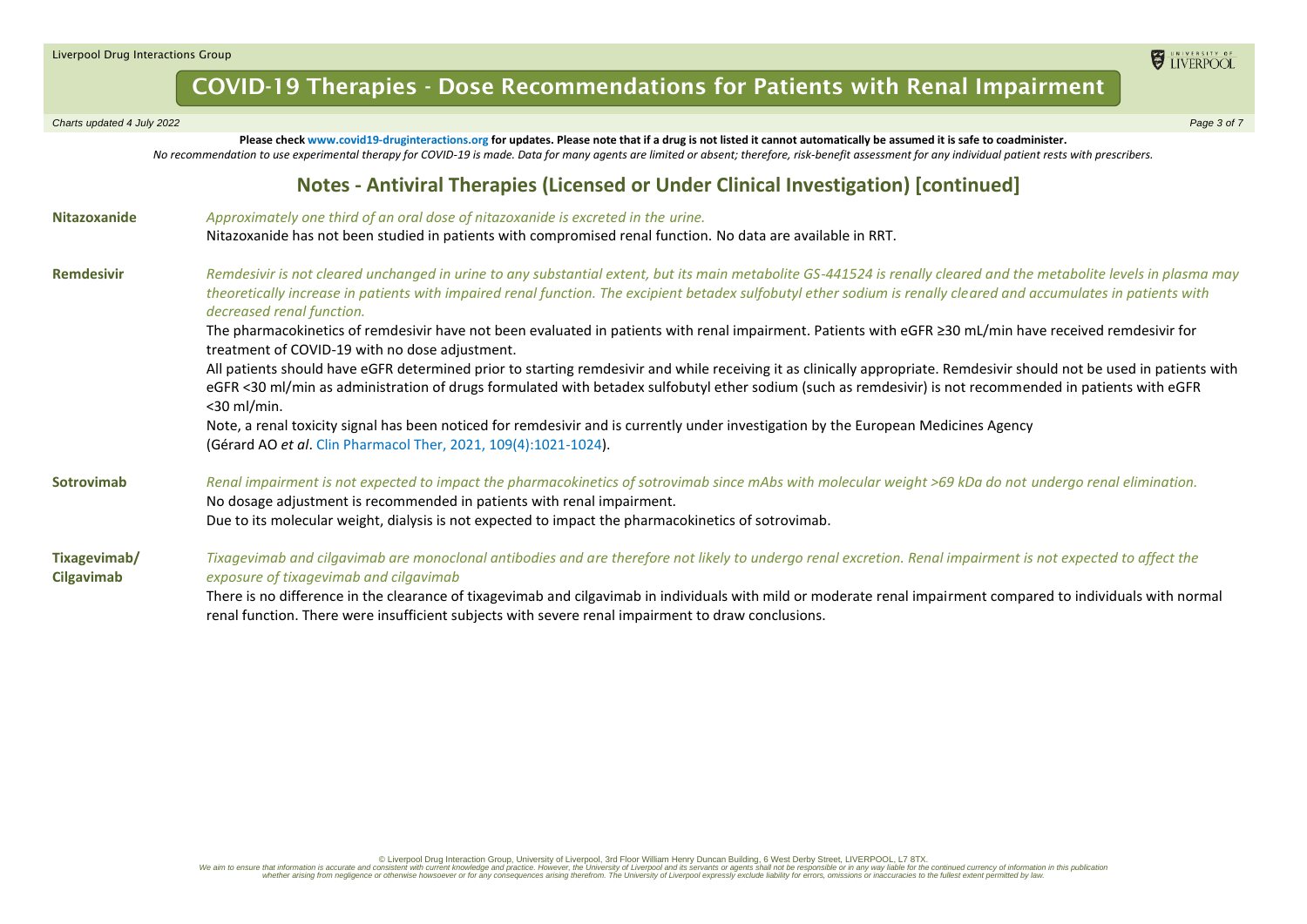# COVID-19 Therapies - Dose Recommendations for Patients with Renal Impairment

**Please check www.covid19-druginteractions.org for updates. Please note that if a drug is not listed it cannot automatically be assumed it is safe to coadminister.**

*No recommendation to use experimental therapy for COVID-19 is made. Data for many agents are limited or absent; therefore, risk-benefit assessment for any individual patient rests with prescribers.*

## Notes - Antiviral Therapies (Licensed or Under Clinical Investigation) [continued]

**Nitazoxanide**

*Approximately one third of an oral dose of nitazoxanide is excreted in the urine.*

Nitazoxanide has not been studied in patients with compromised renal function. No data are available in RRT.

**Remdesivir**

*Remdesivir is not cleared unchanged in urine to any substantial extent, but its main metabolite GS-441524 is renally cleared and the metabolite levels in plasma may theoretically increase in patients with impaired renal function. The excipient betadex sulfobutyl ether sodium is renally cleared and accumulates in patients with decreased renal function.*

The pharmacokinetics of remdesivir have not been evaluated in patients with renal impairment. Patients with eGFR ≥30 mL/min have received remdesivir for treatment of COVID-19 with no dose adjustment.

All patients should have eGFR determined prior to starting remdesivir and while receiving it as clinically appropriate. Remdesivir should not be used in patients with eGFR <30 ml/min as administration of drugs formulated with betadex sulfobutyl ether sodium (such as remdesivir) is not recommended in patients with eGFR <30 ml/min.

Note, a renal toxicity signal has been noticed for remdesivir and is currently under investigation by the European Medicines Agency (Gérard AO *et al*. Clin Pharmacol Ther, 2021, 109(4):1021-1024).

**Sotrovimab**

*Renal impairment is not expected to impact the pharmacokinetics of sotrovimab since mAbs with molecular weight >69 kDa do not undergo renal elimination.*

No dosage adjustment is recommended in patients with renal impairment.

Due to its molecular weight, dialysis is not expected to impact the pharmacokinetics of sotrovimab.

**Tixagevimab/ Cilgavimab**

*Tixagevimab and cilgavimab are monoclonal antibodies and are therefore not likely to undergo renal excretion. Renal impairment is not expected to affect the exposure of tixagevimab and cilgavimab*

There is no difference in the clearance of tixagevimab and cilgavimab in individuals with mild or moderate renal impairment compared to individuals with normal renal function. There were insufficient subjects with severe renal impairment to draw conclusions.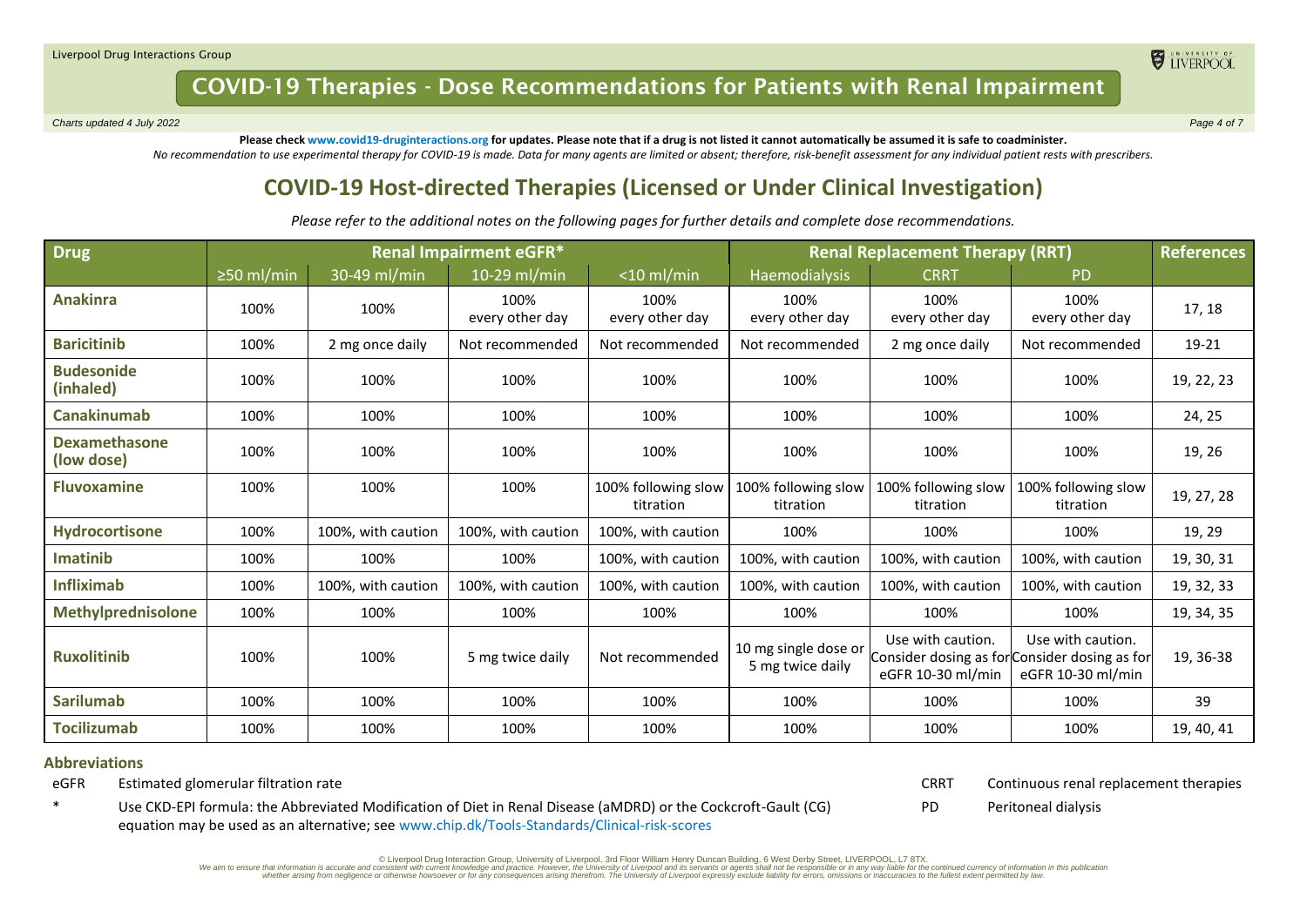# COVID-19 Therapies - Dose Recommendations for Patients with Renal Impairment

*Charts updated 4 July 2022*

**Please check www.covid19-druginteractions.org for updates. Please note that if a drug is not listed it cannot automatically be assumed it is safe to coadminister.**

*No recommendation to use experimental therapy for COVID-19 is made. Data for many agents are limited or absent; therefore, risk-benefit assessment for any individual patient rests with prescribers.*

## COVID-19 Host-directed Therapies (Licensed or Under Clinical Investigation)

*Please refer to the additional notes on the following pages for further details and complete dose recommendations.*

| Drug | Renal Impairment eGFR* | | | | Renal Replacement Therapy (RRT) | | | References |
|---|---|---|---|---|---|---|---|---|
| | ≥50 ml/min | 30-49 ml/min | 10-29 ml/min | <10 ml/min | Haemodialysis | CRRT | PD | |
| **Anakinra** | 100% | 100% | 100% every other day | 100% every other day | 100% every other day | 100% every other day | 100% every other day | 17, 18 |
| **Baricitinib** | 100% | 2 mg once daily | Not recommended | Not recommended | Not recommended | 2 mg once daily | Not recommended | 19-21 |
| **Budesonide (inhaled)** | 100% | 100% | 100% | 100% | 100% | 100% | 100% | 19, 22, 23 |
| **Canakinumab** | 100% | 100% | 100% | 100% | 100% | 100% | 100% | 24, 25 |
| **Dexamethasone (low dose)** | 100% | 100% | 100% | 100% | 100% | 100% | 100% | 19, 26 |
| **Fluvoxamine** | 100% | 100% | 100% | 100% following slow titration | 100% following slow titration | 100% following slow titration | 100% following slow titration | 19, 27, 28 |
| **Hydrocortisone** | 100% | 100%, with caution | 100%, with caution | 100%, with caution | 100% | 100% | 100% | 19, 29 |
| **Imatinib** | 100% | 100% | 100% | 100%, with caution | 100%, with caution | 100%, with caution | 100%, with caution | 19, 30, 31 |
| **Infliximab** | 100% | 100%, with caution | 100%, with caution | 100%, with caution | 100%, with caution | 100%, with caution | 100%, with caution | 19, 32, 33 |
| **Methylprednisolone** | 100% | 100% | 100% | 100% | 100% | 100% | 100% | 19, 34, 35 |
| **Ruxolitinib** | 100% | 100% | 5 mg twice daily | Not recommended | 10 mg single dose or 5 mg twice daily | Use with caution. Consider dosing as for eGFR 10-30 ml/min | Use with caution. Consider dosing as for eGFR 10-30 ml/min | 19, 36-38 |
| **Sarilumab** | 100% | 100% | 100% | 100% | 100% | 100% | 100% | 39 |
| **Tocilizumab** | 100% | 100% | 100% | 100% | 100% | 100% | 100% | 19, 40, 41 |

### Abbreviations

eGFR Estimated glomerular filtration rate

CRRT Continuous renal replacement therapies

PD Peritoneal dialysis

\* Use CKD-EPI formula: the Abbreviated Modification of Diet in Renal Disease (aMDRD) or the Cockcroft-Gault (CG) equation may be used as an alternative; see www.chip.dk/Tools-Standards/Clinical-risk-scores

© Liverpool Drug Interaction Group, University of Liverpool, 3rd Floor William Henry Duncan Building, 6 West Derby Street, LIVERPOOL, L7 8TX.
We aim to ensure that information is accurate and consistent with current knowledge and practice. However, the University of Liverpool and its servants or agents shall not be responsible or in any way liable for the continued currency of information in this publication whether arising from negligence or otherwise howsoever or for any consequences arising therefrom. The University of Liverpool expressly exclude liability for errors, omissions or inaccuracies to the fullest extent permitted by law.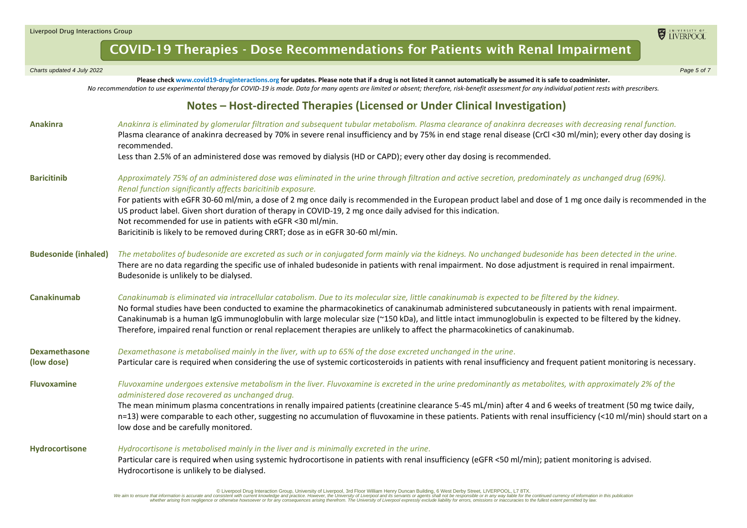## COVID-19 Therapies - Dose Recommendations for Patients with Renal Impairment

*Charts updated 4 July 2022*

**Please check www.covid19-druginteractions.org for updates. Please note that if a drug is not listed it cannot automatically be assumed it is safe to coadminister.**

*No recommendation to use experimental therapy for COVID-19 is made. Data for many agents are limited or absent; therefore, risk-benefit assessment for any individual patient rests with prescribers.*

## Notes – Host-directed Therapies (Licensed or Under Clinical Investigation)

**Anakinra**

*Anakinra is eliminated by glomerular filtration and subsequent tubular metabolism. Plasma clearance of anakinra decreases with decreasing renal function.*

Plasma clearance of anakinra decreased by 70% in severe renal insufficiency and by 75% in end stage renal disease (CrCl <30 ml/min); every other day dosing is recommended.

Less than 2.5% of an administered dose was removed by dialysis (HD or CAPD); every other day dosing is recommended.

**Baricitinib**

*Approximately 75% of an administered dose was eliminated in the urine through filtration and active secretion, predominately as unchanged drug (69%). Renal function significantly affects baricitinib exposure.*

For patients with eGFR 30-60 ml/min, a dose of 2 mg once daily is recommended in the European product label and dose of 1 mg once daily is recommended in the US product label. Given short duration of therapy in COVID-19, 2 mg once daily advised for this indication.

Not recommended for use in patients with eGFR <30 ml/min.

Baricitinib is likely to be removed during CRRT; dose as in eGFR 30-60 ml/min.

**Budesonide (inhaled)**

*The metabolites of budesonide are excreted as such or in conjugated form mainly via the kidneys. No unchanged budesonide has been detected in the urine.*

There are no data regarding the specific use of inhaled budesonide in patients with renal impairment. No dose adjustment is required in renal impairment. Budesonide is unlikely to be dialysed.

**Canakinumab**

*Canakinumab is eliminated via intracellular catabolism. Due to its molecular size, little canakinumab is expected to be filtered by the kidney.*

No formal studies have been conducted to examine the pharmacokinetics of canakinumab administered subcutaneously in patients with renal impairment. Canakinumab is a human IgG immunoglobulin with large molecular size (~150 kDa), and little intact immunoglobulin is expected to be filtered by the kidney. Therefore, impaired renal function or renal replacement therapies are unlikely to affect the pharmacokinetics of canakinumab.

**Dexamethasone (low dose)**

*Dexamethasone is metabolised mainly in the liver, with up to 65% of the dose excreted unchanged in the urine.*

Particular care is required when considering the use of systemic corticosteroids in patients with renal insufficiency and frequent patient monitoring is necessary.

**Fluvoxamine**

*Fluvoxamine undergoes extensive metabolism in the liver. Fluvoxamine is excreted in the urine predominantly as metabolites, with approximately 2% of the administered dose recovered as unchanged drug.*

The mean minimum plasma concentrations in renally impaired patients (creatinine clearance 5-45 mL/min) after 4 and 6 weeks of treatment (50 mg twice daily, n=13) were comparable to each other, suggesting no accumulation of fluvoxamine in these patients. Patients with renal insufficiency (<10 ml/min) should start on a low dose and be carefully monitored.

**Hydrocortisone**

*Hydrocortisone is metabolised mainly in the liver and is minimally excreted in the urine.*

Particular care is required when using systemic hydrocortisone in patients with renal insufficiency (eGFR <50 ml/min); patient monitoring is advised. Hydrocortisone is unlikely to be dialysed.

© Liverpool Drug Interaction Group, University of Liverpool, 3rd Floor William Henry Duncan Building, 6 West Derby Street, LIVERPOOL, L7 8TX.
We aim to ensure that information is accurate and consistent with current knowledge and practice. However, the University of Liverpool and its servants or agents shall not be responsible or in any way liable for the continued currency of information in this publication whether arising from negligence or otherwise howsoever or for any consequences arising therefrom. The University of Liverpool expressly exclude liability for errors, omissions or inaccuracies to the fullest extent permitted by law.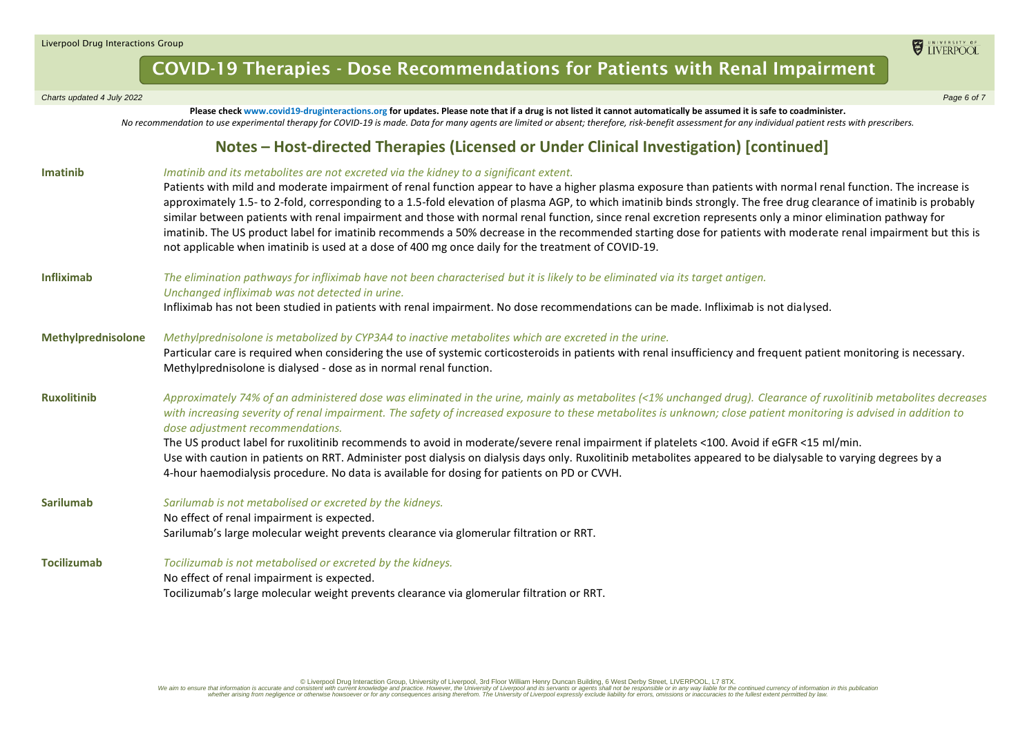# COVID-19 Therapies - Dose Recommendations for Patients with Renal Impairment

*Charts updated 4 July 2022*

**Please check www.covid19-druginteractions.org for updates. Please note that if a drug is not listed it cannot automatically be assumed it is safe to coadminister.**

*No recommendation to use experimental therapy for COVID-19 is made. Data for many agents are limited or absent; therefore, risk-benefit assessment for any individual patient rests with prescribers.*

## Notes – Host-directed Therapies (Licensed or Under Clinical Investigation) [continued]

**Imatinib**

*Imatinib and its metabolites are not excreted via the kidney to a significant extent.*

Patients with mild and moderate impairment of renal function appear to have a higher plasma exposure than patients with normal renal function. The increase is approximately 1.5- to 2-fold, corresponding to a 1.5-fold elevation of plasma AGP, to which imatinib binds strongly. The free drug clearance of imatinib is probably similar between patients with renal impairment and those with normal renal function, since renal excretion represents only a minor elimination pathway for imatinib. The US product label for imatinib recommends a 50% decrease in the recommended starting dose for patients with moderate renal impairment but this is not applicable when imatinib is used at a dose of 400 mg once daily for the treatment of COVID-19.

**Infliximab**

*The elimination pathways for infliximab have not been characterised but it is likely to be eliminated via its target antigen.*
*Unchanged infliximab was not detected in urine.*

Infliximab has not been studied in patients with renal impairment. No dose recommendations can be made. Infliximab is not dialysed.

**Methylprednisolone**

*Methylprednisolone is metabolized by CYP3A4 to inactive metabolites which are excreted in the urine.*

Particular care is required when considering the use of systemic corticosteroids in patients with renal insufficiency and frequent patient monitoring is necessary. Methylprednisolone is dialysed - dose as in normal renal function.

**Ruxolitinib**

*Approximately 74% of an administered dose was eliminated in the urine, mainly as metabolites (<1% unchanged drug). Clearance of ruxolitinib metabolites decreases with increasing severity of renal impairment. The safety of increased exposure to these metabolites is unknown; close patient monitoring is advised in addition to dose adjustment recommendations.*

The US product label for ruxolitinib recommends to avoid in moderate/severe renal impairment if platelets <100. Avoid if eGFR <15 ml/min.
Use with caution in patients on RRT. Administer post dialysis on dialysis days only. Ruxolitinib metabolites appeared to be dialysable to varying degrees by a 4-hour haemodialysis procedure. No data is available for dosing for patients on PD or CVVH.

**Sarilumab**

*Sarilumab is not metabolised or excreted by the kidneys.*

No effect of renal impairment is expected.
Sarilumab's large molecular weight prevents clearance via glomerular filtration or RRT.

**Tocilizumab**

*Tocilizumab is not metabolised or excreted by the kidneys.*

No effect of renal impairment is expected.
Tocilizumab's large molecular weight prevents clearance via glomerular filtration or RRT.

© Liverpool Drug Interaction Group, University of Liverpool, 3rd Floor William Henry Duncan Building, 6 West Derby Street, LIVERPOOL, L7 8TX.
We aim to ensure that information is accurate and consistent with current knowledge and practice. However, the University of Liverpool and its servants or agents shall not be responsible or in any way liable for the continued currency of information in this publication whether arising from negligence or otherwise howsoever or for any consequences arising therefrom. The University of Liverpool expressly exclude liability for errors, omissions or inaccuracies to the fullest extent permitted by law.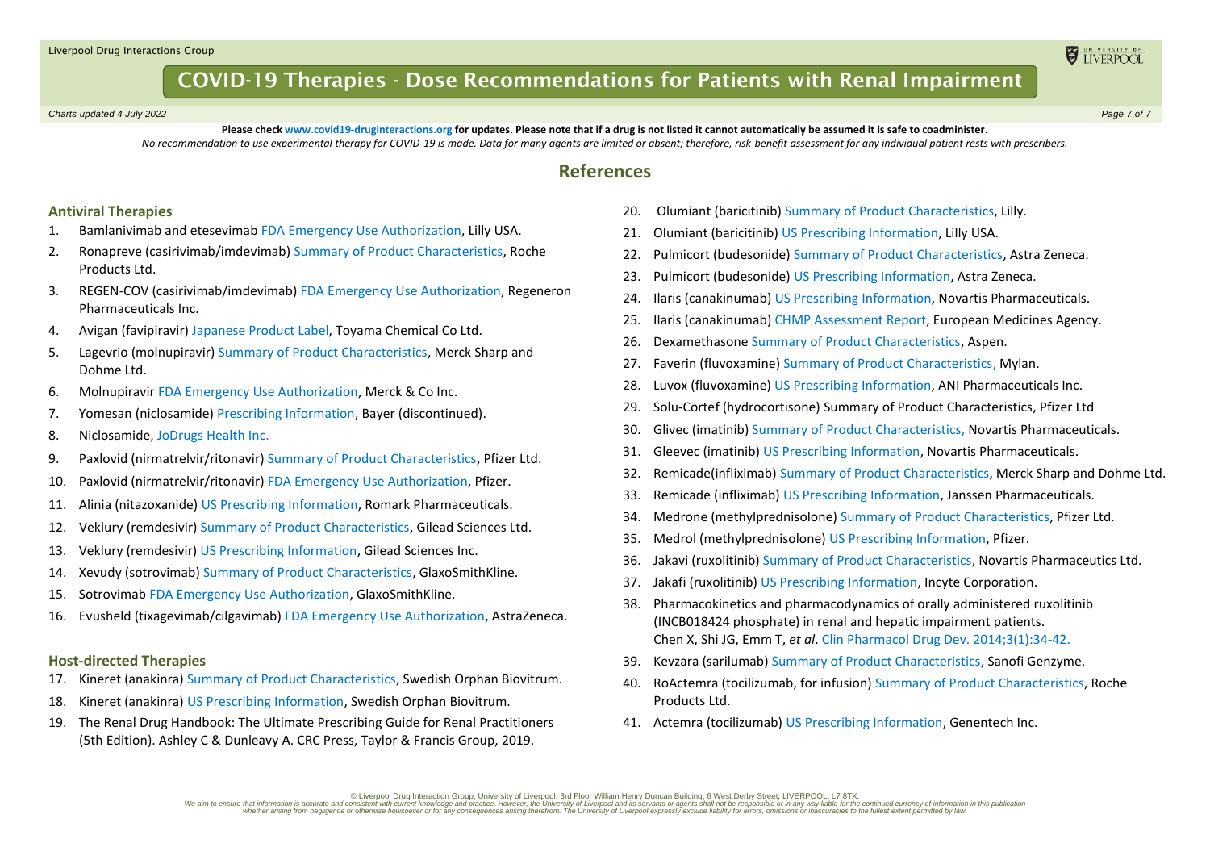# COVID-19 Therapies - Dose Recommendations for Patients with Renal Impairment

*Charts updated 4 July 2022*

**Please check www.covid19-druginteractions.org for updates. Please note that if a drug is not listed it cannot automatically be assumed it is safe to coadminister.**

*No recommendation to use experimental therapy for COVID-19 is made. Data for many agents are limited or absent; therefore, risk-benefit assessment for any individual patient rests with prescribers.*

## References

### Antiviral Therapies

1. Bamlanivimab and etesevimab FDA Emergency Use Authorization, Lilly USA.
2. Ronapreve (casirivimab/imdevimab) Summary of Product Characteristics, Roche Products Ltd.
3. REGEN-COV (casirivimab/imdevimab) FDA Emergency Use Authorization, Regeneron Pharmaceuticals Inc.
4. Avigan (favipiravir) Japanese Product Label, Toyama Chemical Co Ltd.
5. Lagevrio (molnupiravir) Summary of Product Characteristics, Merck Sharp and Dohme Ltd.
6. Molnupiravir FDA Emergency Use Authorization, Merck & Co Inc.
7. Yomesan (niclosamide) Prescribing Information, Bayer (discontinued).
8. Niclosamide, JoDrugs Health Inc.
9. Paxlovid (nirmatrelvir/ritonavir) Summary of Product Characteristics, Pfizer Ltd.
10. Paxlovid (nirmatrelvir/ritonavir) FDA Emergency Use Authorization, Pfizer.
11. Alinia (nitazoxanide) US Prescribing Information, Romark Pharmaceuticals.
12. Veklury (remdesivir) Summary of Product Characteristics, Gilead Sciences Ltd.
13. Veklury (remdesivir) US Prescribing Information, Gilead Sciences Inc.
14. Xevudy (sotrovimab) Summary of Product Characteristics, GlaxoSmithKline.
15. Sotrovimab FDA Emergency Use Authorization, GlaxoSmithKline.
16. Evusheld (tixagevimab/cilgavimab) FDA Emergency Use Authorization, AstraZeneca.

### Host-directed Therapies

17. Kineret (anakinra) Summary of Product Characteristics, Swedish Orphan Biovitrum.
18. Kineret (anakinra) US Prescribing Information, Swedish Orphan Biovitrum.
19. The Renal Drug Handbook: The Ultimate Prescribing Guide for Renal Practitioners (5th Edition). Ashley C & Dunleavy A. CRC Press, Taylor & Francis Group, 2019.
20. Olumiant (baricitinib) Summary of Product Characteristics, Lilly.
21. Olumiant (baricitinib) US Prescribing Information, Lilly USA.
22. Pulmicort (budesonide) Summary of Product Characteristics, Astra Zeneca.
23. Pulmicort (budesonide) US Prescribing Information, Astra Zeneca.
24. Ilaris (canakinumab) US Prescribing Information, Novartis Pharmaceuticals.
25. Ilaris (canakinumab) CHMP Assessment Report, European Medicines Agency.
26. Dexamethasone Summary of Product Characteristics, Aspen.
27. Faverin (fluvoxamine) Summary of Product Characteristics, Mylan.
28. Luvox (fluvoxamine) US Prescribing Information, ANI Pharmaceuticals Inc.
29. Solu-Cortef (hydrocortisone) Summary of Product Characteristics, Pfizer Ltd
30. Glivec (imatinib) Summary of Product Characteristics, Novartis Pharmaceuticals.
31. Gleevec (imatinib) US Prescribing Information, Novartis Pharmaceuticals.
32. Remicade(infliximab) Summary of Product Characteristics, Merck Sharp and Dohme Ltd.
33. Remicade (infliximab) US Prescribing Information, Janssen Pharmaceuticals.
34. Medrone (methylprednisolone) Summary of Product Characteristics, Pfizer Ltd.
35. Medrol (methylprednisolone) US Prescribing Information, Pfizer.
36. Jakavi (ruxolitinib) Summary of Product Characteristics, Novartis Pharmaceutics Ltd.
37. Jakafi (ruxolitinib) US Prescribing Information, Incyte Corporation.
38. Pharmacokinetics and pharmacodynamics of orally administered ruxolitinib (INCB018424 phosphate) in renal and hepatic impairment patients. Chen X, Shi JG, Emm T, *et al*. Clin Pharmacol Drug Dev. 2014;3(1):34-42.
39. Kevzara (sarilumab) Summary of Product Characteristics, Sanofi Genzyme.
40. RoActemra (tocilizumab, for infusion) Summary of Product Characteristics, Roche Products Ltd.
41. Actemra (tocilizumab) US Prescribing Information, Genentech Inc.

© Liverpool Drug Interaction Group, University of Liverpool, 3rd Floor William Henry Duncan Building, 6 West Derby Street, LIVERPOOL, L7 8TX.

*We aim to ensure that information is accurate and consistent with current knowledge and practice. However, the University of Liverpool and its servants or agents shall not be responsible or in any way liable for the continued currency of information in this publication whether arising from negligence or otherwise howsoever or for any consequences arising therefrom. The University of Liverpool expressly exclude liability for errors, omissions or inaccuracies to the fullest extent permitted by law.*